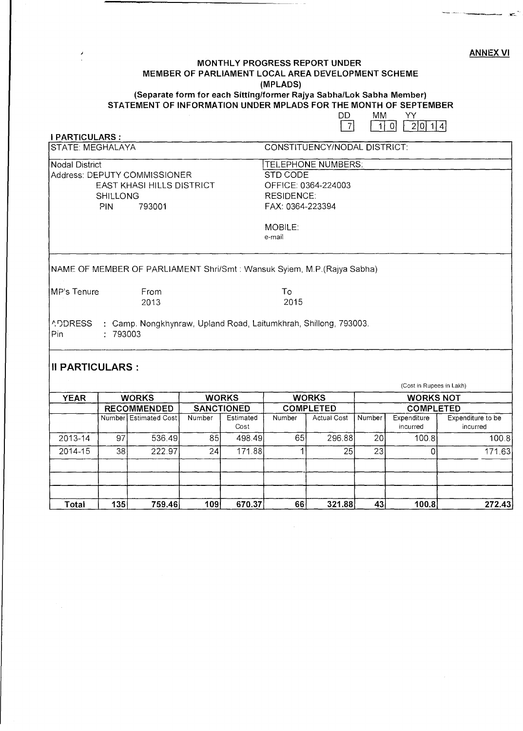**ANNEX VI**

## MONTHLY PROGRESS REPORT UNDER MEMBER OF PARLIAMENT LOCAL AREA DEVELOPMENT SCHEME (MPLADS)

### (Separate form for each Sitting/former Rajya Sabha/Lok Sabha Member)

### STATEMENT OF INFORMATION UNDER MPLADS FOR THE MONTH OF SEPTEMBER

| DD | MM | YY |
|---|---|---|
| 7 | 10 | 2014 |

**I PARTICULARS :**

| STATE: MEGHALAYA | CONSTITUENCY/NODAL DISTRICT: |
|---|---|
| Nodal District<br>Address: DEPUTY COMMISSIONER<br>EAST KHASI HILLS DISTRICT<br>SHILLONG<br>PIN 793001 | TELEPHONE NUMBERS:<br>STD CODE<br>OFFICE: 0364-224003<br>RESIDENCE:<br>FAX: 0364-223394<br><br>MOBILE:<br>e-mail |

NAME OF MEMBER OF PARLIAMENT Shri/Smt : Wansuk Syiem, M.P.(Rajya Sabha)

| MP's Tenure | From | To |
|---|---|---|
| | 2013 | 2015 |

ADDRESS : Camp. Nongkhynraw, Upland Road, Laitumkhrah, Shillong, 793003.
Pin : 793003

## II PARTICULARS :

(Cost in Rupees in Lakh)

| YEAR | WORKS RECOMMENDED | | WORKS SANCTIONED | | WORKS COMPLETED | | WORKS NOT COMPLETED | | |
|---|---|---|---|---|---|---|---|---|---|
| | Number | Estimated Cost | Number | Estimated Cost | Number | Actual Cost | Number | Expenditure incurred | Expenditure to be incurred |
| 2013-14 | 97 | 536.49 | 85 | 498.49 | 65 | 296.88 | 20 | 100.8 | 100.8 |
| 2014-15 | 38 | 222.97 | 24 | 171.88 | 1 | 25 | 23 | 0 | 171.63 |
| | | | | | | | | | |
| | | | | | | | | | |
| | | | | | | | | | |
| **Total** | **135** | **759.46** | **109** | **670.37** | **66** | **321.88** | **43** | **100.8** | **272.43** |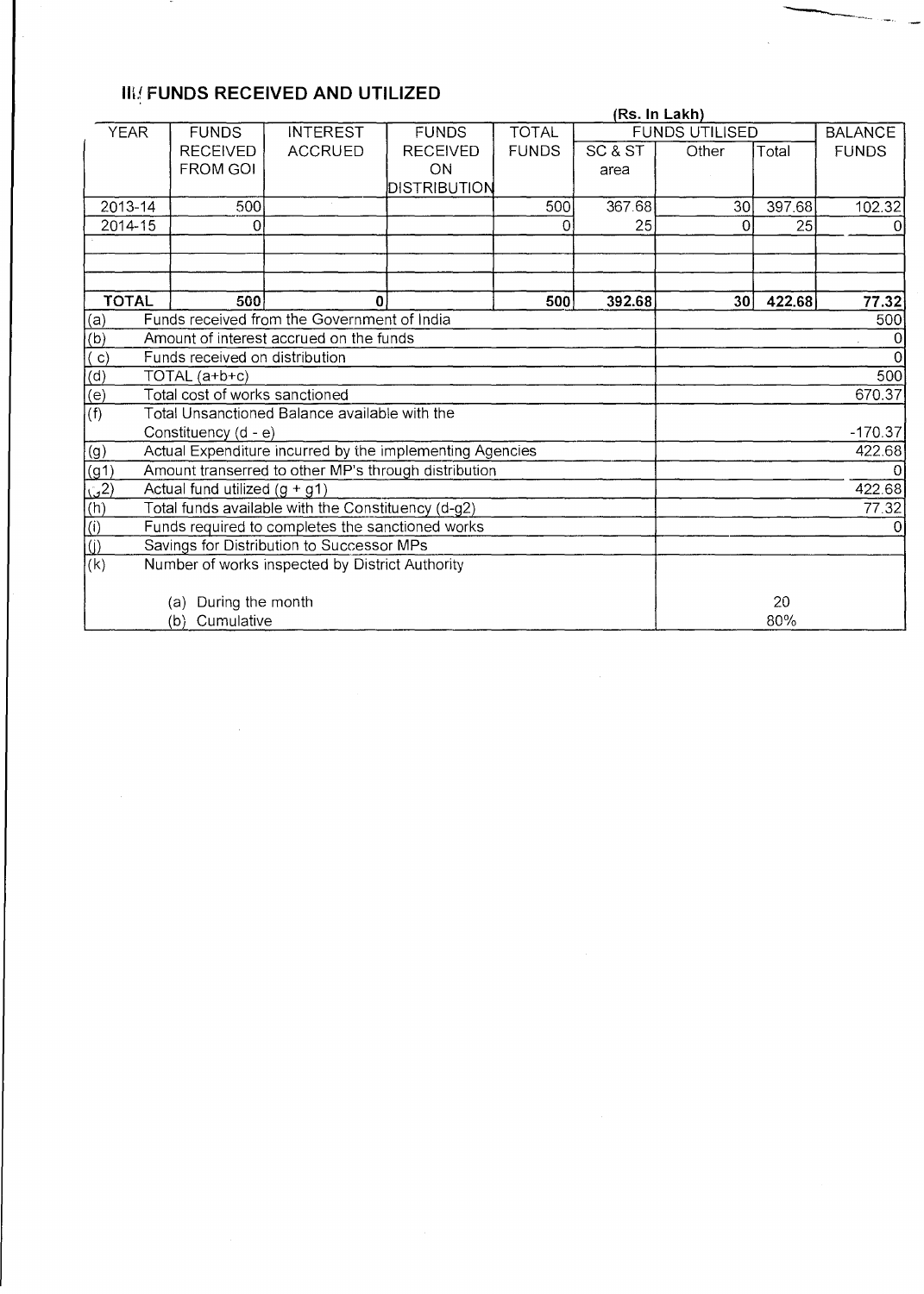## III. FUNDS RECEIVED AND UTILIZED

(Rs. In Lakh)

| YEAR | FUNDS RECEIVED FROM GOI | INTEREST ACCRUED | FUNDS RECEIVED ON DISTRIBUTION | TOTAL FUNDS | FUNDS UTILISED | | | BALANCE FUNDS |
|---|---|---|---|---|---|---|---|---|
| | | | | | SC & ST area | Other | Total | |
| 2013-14 | 500 | | | 500 | 367.68 | 30 | 397.68 | 102.32 |
| 2014-15 | 0 | | | 0 | 25 | 0 | 25 | 0 |
| | | | | | | | | |
| | | | | | | | | |
| | | | | | | | | |
| **TOTAL** | **500** | **0** | | **500** | **392.68** | **30** | **422.68** | **77.32** |

| | | |
|---|---|---|
| (a) | Funds received from the Government of India | 500 |
| (b) | Amount of interest accrued on the funds | 0 |
| ( c) | Funds received on distribution | 0 |
| (d) | TOTAL (a+b+c) | 500 |
| (e) | Total cost of works sanctioned | 670.37 |
| (f) | Total Unsanctioned Balance available with the Constituency (d - e) | -170.37 |
| (g) | Actual Expenditure incurred by the implementing Agencies | 422.68 |
| (g1) | Amount transerred to other MP's through distribution | 0 |
| (g2) | Actual fund utilized (g + g1) | 422.68 |
| (h) | Total funds available with the Constituency (d-g2) | 77.32 |
| (i) | Funds required to completes the sanctioned works | 0 |
| (j) | Savings for Distribution to Successor MPs | |
| (k) | Number of works inspected by District Authority | |
| | (a) During the month | 20 |
| | (b) Cumulative | 80% |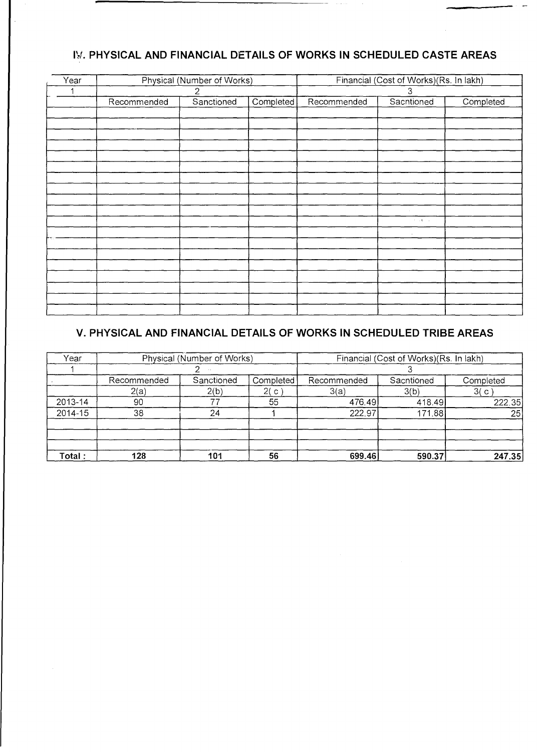## IV. PHYSICAL AND FINANCIAL DETAILS OF WORKS IN SCHEDULED CASTE AREAS

| Year | Physical (Number of Works) | | | Financial (Cost of Works)(Rs. In lakh) | | |
|---|---|---|---|---|---|---|
| 1 | 2 | | | 3 | | |
| | Recommended | Sanctioned | Completed | Recommended | Sacntioned | Completed |
| | | | | | | |
| | | | | | | |
| | | | | | | |
| | | | | | | |
| | | | | | | |
| | | | | | | |
| | | | | | | |
| | | | | | | |
| | | | | | | |
| | | | | | | |
| | | | | | | |
| | | | | | | |
| | | | | | | |
| | | | | | | |
| | | | | | | |
| | | | | | | |
| | | | | | | |
| | | | | | | |

## V. PHYSICAL AND FINANCIAL DETAILS OF WORKS IN SCHEDULED TRIBE AREAS

| Year | Physical (Number of Works) | | | Financial (Cost of Works)(Rs. In lakh) | | |
|---|---|---|---|---|---|---|
| 1 | 2 | | | 3 | | |
| | Recommended | Sanctioned | Completed | Recommended | Sacntioned | Completed |
| | 2(a) | 2(b) | 2( c ) | 3(a) | 3(b) | 3( c ) |
| 2013-14 | 90 | 77 | 55 | 476.49 | 418.49 | 222.35 |
| 2014-15 | 38 | 24 | 1 | 222.97 | 171.88 | 25 |
| | | | | | | |
| | | | | | | |
| **Total :** | **128** | **101** | **56** | **699.46** | **590.37** | **247.35** |